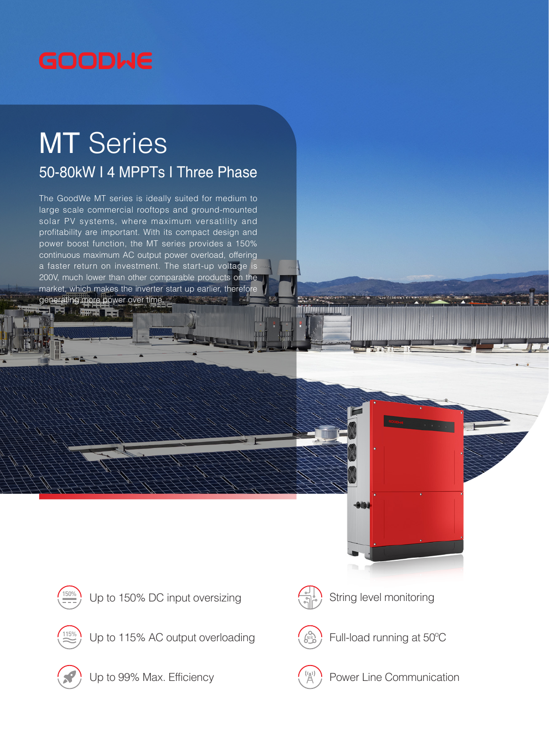GOODWE

# MT Series

## 50-80kW I 4 MPPTs I Three Phase

The GoodWe MT series is ideally suited for medium to large scale commercial rooftops and ground-mounted solar PV systems, where maximum versatility and profitability are important. With its compact design and power boost function, the MT series provides a 150% continuous maximum AC output power overload, offering a faster return on investment. The start-up voltage is 200V, much lower than other comparable products on the market, which makes the inverter start up earlier, therefore generating more power over time.

- Up to 150% DC input oversizing
- Up to 115% AC output overloading
- Up to 99% Max. Efficiency
- String level monitoring
- Full-load running at 50°C
- Power Line Communication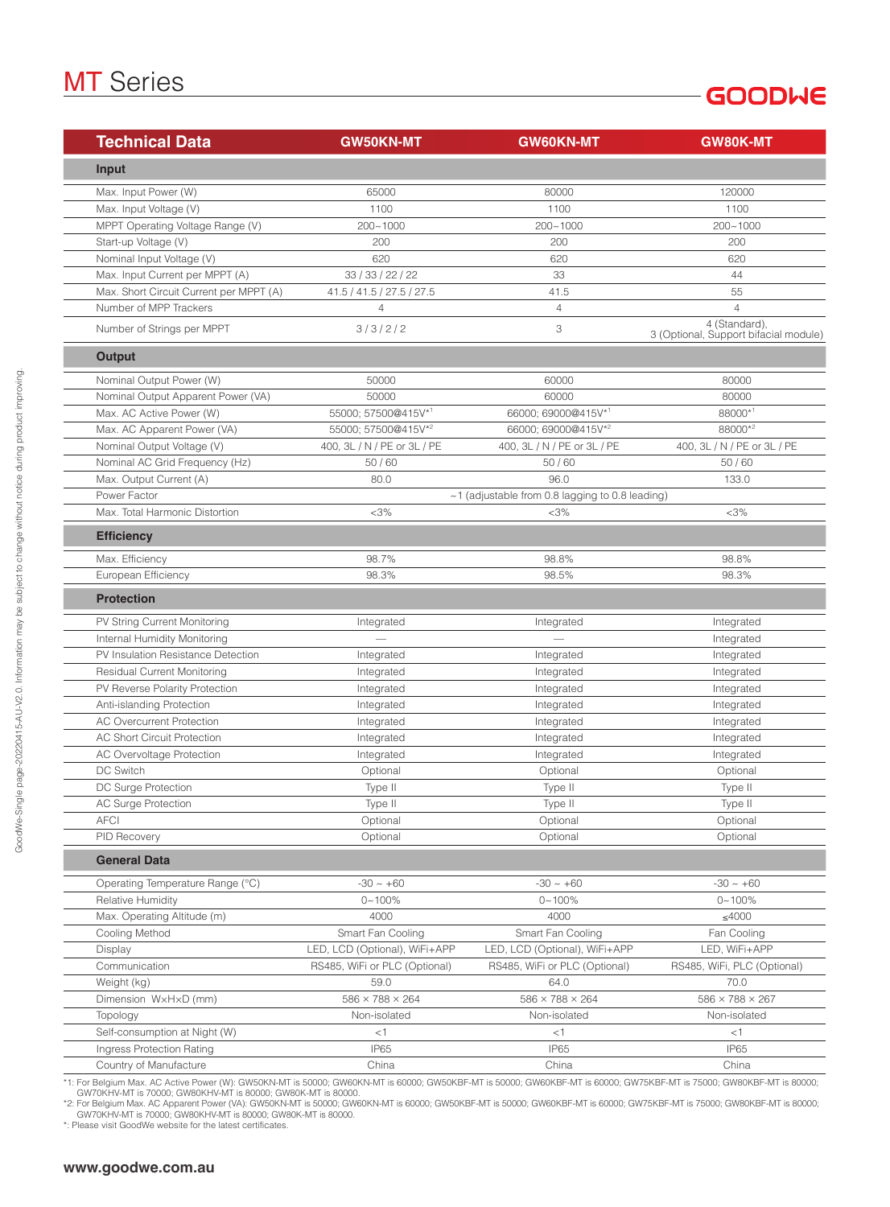# MT Series

GOODWE

| Technical Data | GW50KN-MT | GW60KN-MT | GW80K-MT |
|---|---|---|---|
| **Input** | | | |
| Max. Input Power (W) | 65000 | 80000 | 120000 |
| Max. Input Voltage (V) | 1100 | 1100 | 1100 |
| MPPT Operating Voltage Range (V) | 200~1000 | 200~1000 | 200~1000 |
| Start-up Voltage (V) | 200 | 200 | 200 |
| Nominal Input Voltage (V) | 620 | 620 | 620 |
| Max. Input Current per MPPT (A) | 33 / 33 / 22 / 22 | 33 | 44 |
| Max. Short Circuit Current per MPPT (A) | 41.5 / 41.5 / 27.5 / 27.5 | 41.5 | 55 |
| Number of MPP Trackers | 4 | 4 | 4 |
| Number of Strings per MPPT | 3 / 3 / 2 / 2 | 3 | 4 (Standard), 3 (Optional, Support bifacial module) |
| **Output** | | | |
| Nominal Output Power (W) | 50000 | 60000 | 80000 |
| Nominal Output Apparent Power (VA) | 50000 | 60000 | 80000 |
| Max. AC Active Power (W) | 55000; 57500@415V*1 | 66000; 69000@415V*1 | 88000*1 |
| Max. AC Apparent Power (VA) | 55000; 57500@415V*2 | 66000; 69000@415V*2 | 88000*2 |
| Nominal Output Voltage (V) | 400, 3L / N / PE or 3L / PE | 400, 3L / N / PE or 3L / PE | 400, 3L / N / PE or 3L / PE |
| Nominal AC Grid Frequency (Hz) | 50 / 60 | 50 / 60 | 50 / 60 |
| Max. Output Current (A) | 80.0 | 96.0 | 133.0 |
| Power Factor | ~1 (adjustable from 0.8 lagging to 0.8 leading) | | |
| Max. Total Harmonic Distortion | <3% | <3% | <3% |
| **Efficiency** | | | |
| Max. Efficiency | 98.7% | 98.8% | 98.8% |
| European Efficiency | 98.3% | 98.5% | 98.3% |
| **Protection** | | | |
| PV String Current Monitoring | Integrated | Integrated | Integrated |
| Internal Humidity Monitoring | — | — | Integrated |
| PV Insulation Resistance Detection | Integrated | Integrated | Integrated |
| Residual Current Monitoring | Integrated | Integrated | Integrated |
| PV Reverse Polarity Protection | Integrated | Integrated | Integrated |
| Anti-islanding Protection | Integrated | Integrated | Integrated |
| AC Overcurrent Protection | Integrated | Integrated | Integrated |
| AC Short Circuit Protection | Integrated | Integrated | Integrated |
| AC Overvoltage Protection | Integrated | Integrated | Integrated |
| DC Switch | Optional | Optional | Optional |
| DC Surge Protection | Type II | Type II | Type II |
| AC Surge Protection | Type II | Type II | Type II |
| AFCI | Optional | Optional | Optional |
| PID Recovery | Optional | Optional | Optional |
| **General Data** | | | |
| Operating Temperature Range (°C) | -30 ~ +60 | -30 ~ +60 | -30 ~ +60 |
| Relative Humidity | 0~100% | 0~100% | 0~100% |
| Max. Operating Altitude (m) | 4000 | 4000 | ≤4000 |
| Cooling Method | Smart Fan Cooling | Smart Fan Cooling | Fan Cooling |
| Display | LED, LCD (Optional), WiFi+APP | LED, LCD (Optional), WiFi+APP | LED, WiFi+APP |
| Communication | RS485, WiFi or PLC (Optional) | RS485, WiFi or PLC (Optional) | RS485, WiFi, PLC (Optional) |
| Weight (kg) | 59.0 | 64.0 | 70.0 |
| Dimension W×H×D (mm) | 586 × 788 × 264 | 586 × 788 × 264 | 586 × 788 × 267 |
| Topology | Non-isolated | Non-isolated | Non-isolated |
| Self-consumption at Night (W) | <1 | <1 | <1 |
| Ingress Protection Rating | IP65 | IP65 | IP65 |
| Country of Manufacture | China | China | China |

*1: For Belgium Max. AC Active Power (W): GW50KN-MT is 50000; GW60KN-MT is 60000; GW50KBF-MT is 50000; GW60KBF-MT is 60000; GW75KBF-MT is 75000; GW80KBF-MT is 80000; GW70KHV-MT is 70000; GW80KHV-MT is 80000; GW80K-MT is 80000.

*2: For Belgium Max. AC Apparent Power (VA): GW50KN-MT is 50000; GW60KN-MT is 60000; GW50KBF-MT is 50000; GW60KBF-MT is 60000; GW75KBF-MT is 75000; GW80KBF-MT is 80000; GW70KHV-MT is 70000; GW80KHV-MT is 80000; GW80K-MT is 80000.

*: Please visit GoodWe website for the latest certificates.

GoodWe-Single page-20220415-AU-V2.0. Information may be subject to change without notice during product improving.

www.goodwe.com.au